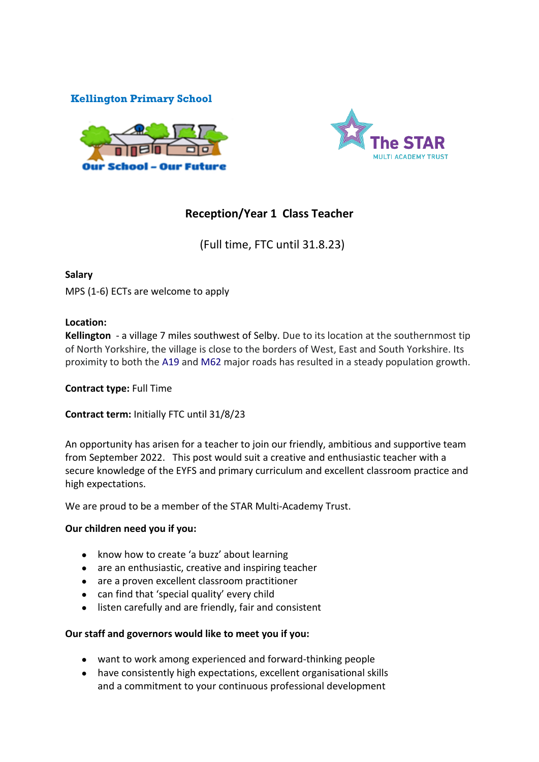**Kellington Primary School**

Our School – Our Future

The STAR MULTI ACADEMY TRUST

## Reception/Year 1 Class Teacher

(Full time, FTC until 31.8.23)

**Salary**

MPS (1-6) ECTs are welcome to apply

**Location:**

**Kellington** - a village 7 miles southwest of Selby. Due to its location at the southernmost tip of North Yorkshire, the village is close to the borders of West, East and South Yorkshire. Its proximity to both the A19 and M62 major roads has resulted in a steady population growth.

**Contract type:** Full Time

**Contract term:** Initially FTC until 31/8/23

An opportunity has arisen for a teacher to join our friendly, ambitious and supportive team from September 2022. This post would suit a creative and enthusiastic teacher with a secure knowledge of the EYFS and primary curriculum and excellent classroom practice and high expectations.

We are proud to be a member of the STAR Multi-Academy Trust.

**Our children need you if you:**

- know how to create 'a buzz' about learning
- are an enthusiastic, creative and inspiring teacher
- are a proven excellent classroom practitioner
- can find that 'special quality' every child
- listen carefully and are friendly, fair and consistent

**Our staff and governors would like to meet you if you:**

- want to work among experienced and forward-thinking people
- have consistently high expectations, excellent organisational skills and a commitment to your continuous professional development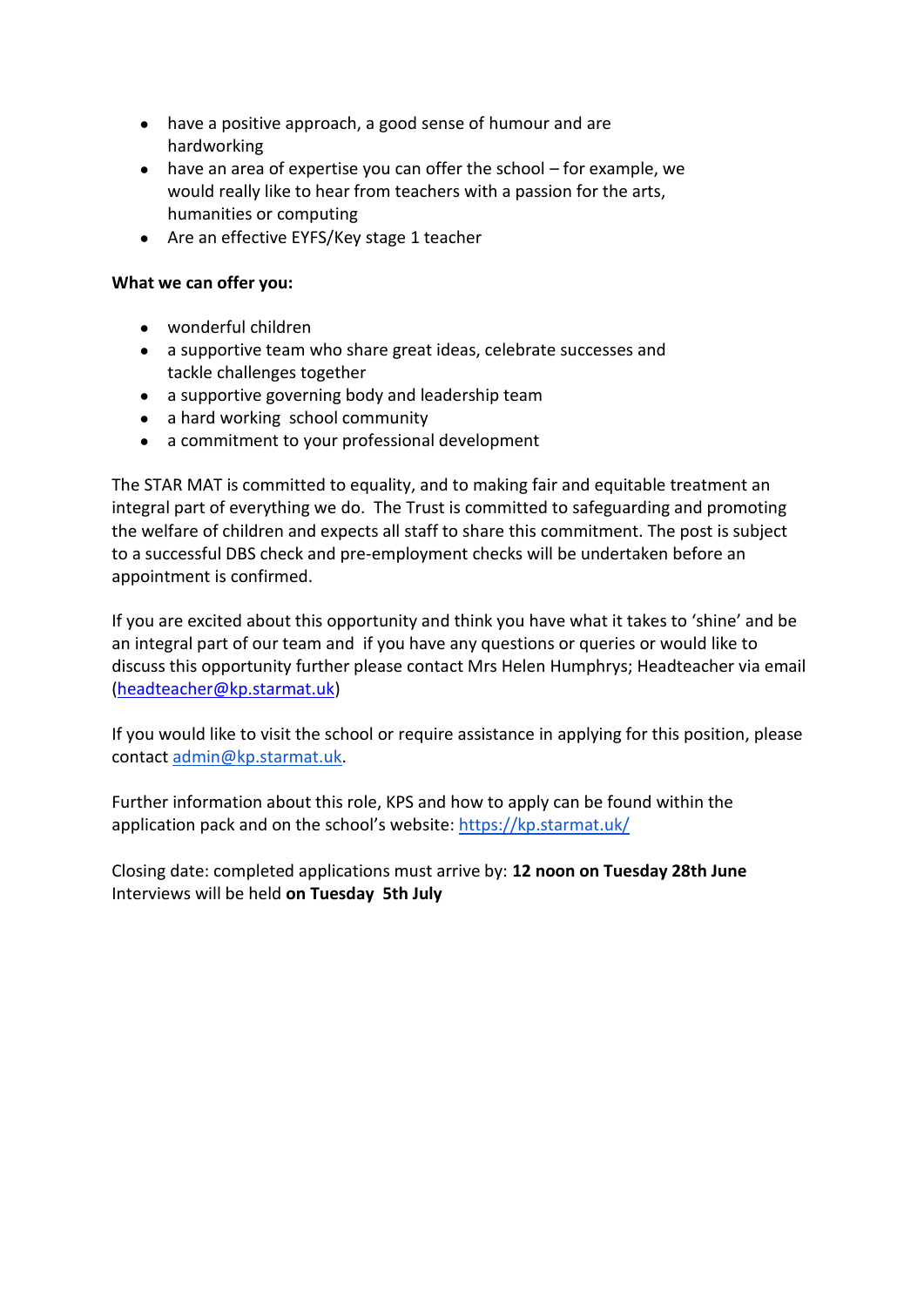- have a positive approach, a good sense of humour and are hardworking
- have an area of expertise you can offer the school – for example, we would really like to hear from teachers with a passion for the arts, humanities or computing
- Are an effective EYFS/Key stage 1 teacher

**What we can offer you:**

- wonderful children
- a supportive team who share great ideas, celebrate successes and tackle challenges together
- a supportive governing body and leadership team
- a hard working school community
- a commitment to your professional development

The STAR MAT is committed to equality, and to making fair and equitable treatment an integral part of everything we do. The Trust is committed to safeguarding and promoting the welfare of children and expects all staff to share this commitment. The post is subject to a successful DBS check and pre-employment checks will be undertaken before an appointment is confirmed.

If you are excited about this opportunity and think you have what it takes to 'shine' and be an integral part of our team and if you have any questions or queries or would like to discuss this opportunity further please contact Mrs Helen Humphrys; Headteacher via email (headteacher@kp.starmat.uk)

If you would like to visit the school or require assistance in applying for this position, please contact admin@kp.starmat.uk.

Further information about this role, KPS and how to apply can be found within the application pack and on the school's website: https://kp.starmat.uk/

Closing date: completed applications must arrive by: **12 noon on Tuesday 28th June**
Interviews will be held **on Tuesday 5th July**